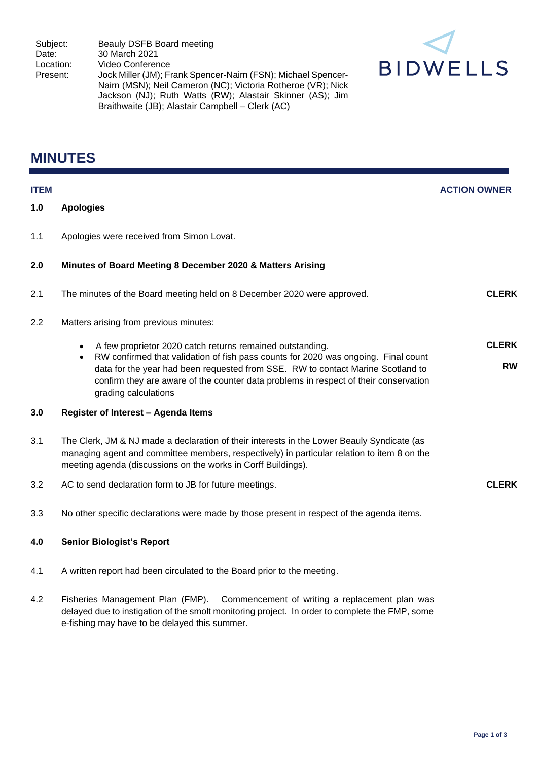| | |
|---|---|
| Subject: | Beauly DSFB Board meeting |
| Date: | 30 March 2021 |
| Location: | Video Conference |
| Present: | Jock Miller (JM); Frank Spencer-Nairn (FSN); Michael Spencer-Nairn (MSN); Neil Cameron (NC); Victoria Rotheroe (VR); Nick Jackson (NJ); Ruth Watts (RW); Alastair Skinner (AS); Jim Braithwaite (JB); Alastair Campbell – Clerk (AC) |

BIDWELLS

# MINUTES

| ITEM | | ACTION OWNER |
|---|---|---|
| **1.0** | **Apologies** | |
| 1.1 | Apologies were received from Simon Lovat. | |
| **2.0** | **Minutes of Board Meeting 8 December 2020 & Matters Arising** | |
| 2.1 | The minutes of the Board meeting held on 8 December 2020 were approved. | **CLERK** |
| 2.2 | Matters arising from previous minutes: | |
| | • A few proprietor 2020 catch returns remained outstanding. | **CLERK** |
| | • RW confirmed that validation of fish pass counts for 2020 was ongoing. Final count data for the year had been requested from SSE. RW to contact Marine Scotland to confirm they are aware of the counter data problems in respect of their conservation grading calculations | **RW** |
| **3.0** | **Register of Interest – Agenda Items** | |
| 3.1 | The Clerk, JM & NJ made a declaration of their interests in the Lower Beauly Syndicate (as managing agent and committee members, respectively) in particular relation to item 8 on the meeting agenda (discussions on the works in Corff Buildings). | |
| 3.2 | AC to send declaration form to JB for future meetings. | **CLERK** |
| 3.3 | No other specific declarations were made by those present in respect of the agenda items. | |
| **4.0** | **Senior Biologist's Report** | |
| 4.1 | A written report had been circulated to the Board prior to the meeting. | |
| 4.2 | Fisheries Management Plan (FMP). Commencement of writing a replacement plan was delayed due to instigation of the smolt monitoring project. In order to complete the FMP, some e-fishing may have to be delayed this summer. | |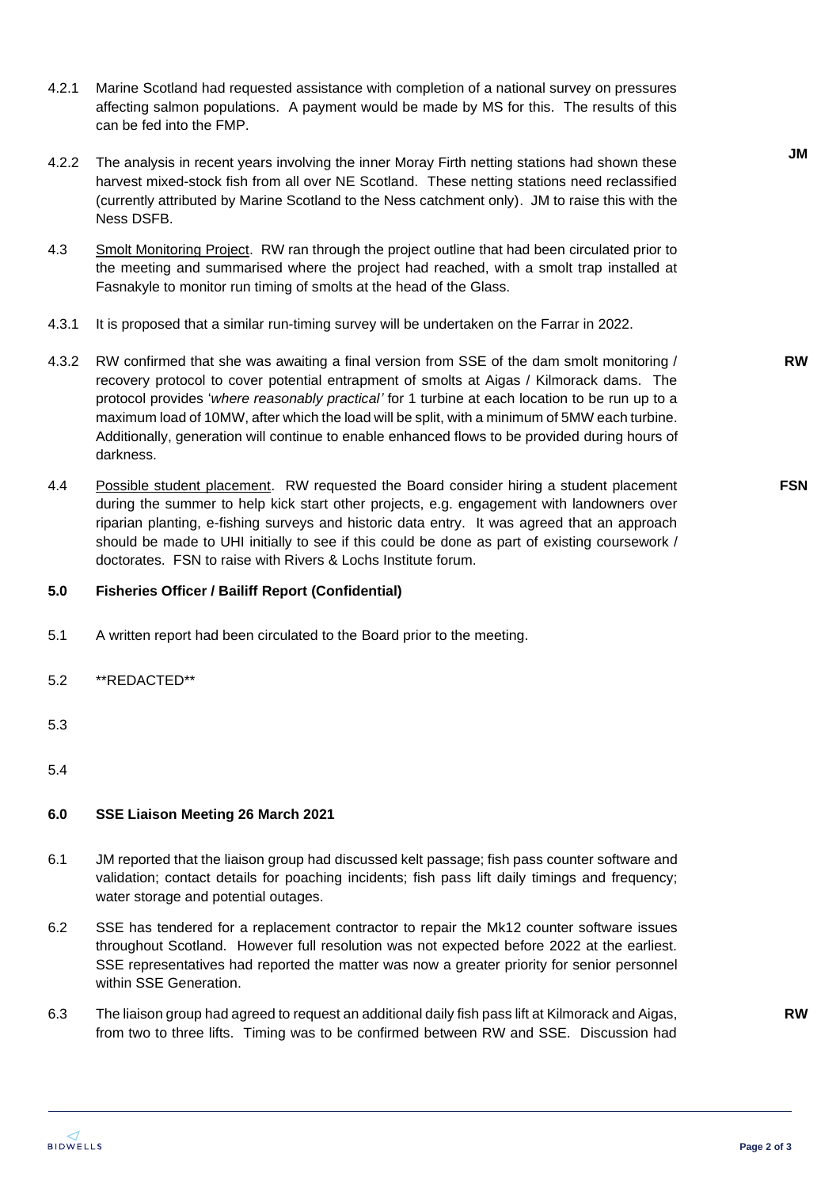4.2.1 Marine Scotland had requested assistance with completion of a national survey on pressures affecting salmon populations. A payment would be made by MS for this. The results of this can be fed into the FMP.

4.2.2 The analysis in recent years involving the inner Moray Firth netting stations had shown these harvest mixed-stock fish from all over NE Scotland. These netting stations need reclassified (currently attributed by Marine Scotland to the Ness catchment only). JM to raise this with the Ness DSFB. **JM**

4.3 Smolt Monitoring Project. RW ran through the project outline that had been circulated prior to the meeting and summarised where the project had reached, with a smolt trap installed at Fasnakyle to monitor run timing of smolts at the head of the Glass.

4.3.1 It is proposed that a similar run-timing survey will be undertaken on the Farrar in 2022.

4.3.2 RW confirmed that she was awaiting a final version from SSE of the dam smolt monitoring / recovery protocol to cover potential entrapment of smolts at Aigas / Kilmorack dams. The protocol provides '*where reasonably practical'* for 1 turbine at each location to be run up to a maximum load of 10MW, after which the load will be split, with a minimum of 5MW each turbine. Additionally, generation will continue to enable enhanced flows to be provided during hours of darkness. **RW**

4.4 Possible student placement. RW requested the Board consider hiring a student placement during the summer to help kick start other projects, e.g. engagement with landowners over riparian planting, e-fishing surveys and historic data entry. It was agreed that an approach should be made to UHI initially to see if this could be done as part of existing coursework / doctorates. FSN to raise with Rivers & Lochs Institute forum. **FSN**

## 5.0 Fisheries Officer / Bailiff Report (Confidential)

5.1 A written report had been circulated to the Board prior to the meeting.

5.2 **REDACTED**

5.3

5.4

## 6.0 SSE Liaison Meeting 26 March 2021

6.1 JM reported that the liaison group had discussed kelt passage; fish pass counter software and validation; contact details for poaching incidents; fish pass lift daily timings and frequency; water storage and potential outages.

6.2 SSE has tendered for a replacement contractor to repair the Mk12 counter software issues throughout Scotland. However full resolution was not expected before 2022 at the earliest. SSE representatives had reported the matter was now a greater priority for senior personnel within SSE Generation.

6.3 The liaison group had agreed to request an additional daily fish pass lift at Kilmorack and Aigas, from two to three lifts. Timing was to be confirmed between RW and SSE. Discussion had **RW**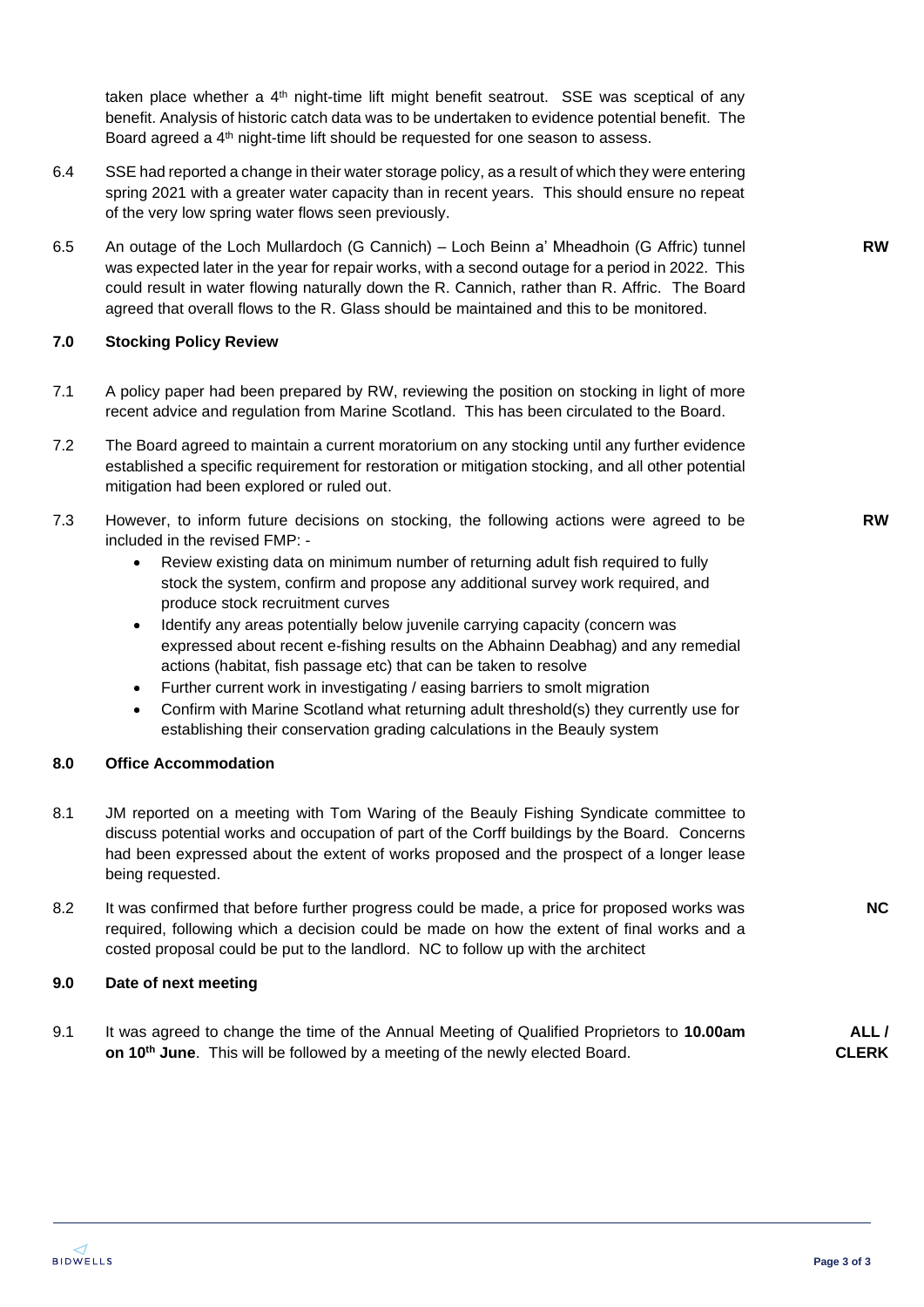taken place whether a 4th night-time lift might benefit seatrout. SSE was sceptical of any benefit. Analysis of historic catch data was to be undertaken to evidence potential benefit. The Board agreed a 4th night-time lift should be requested for one season to assess.

6.4 SSE had reported a change in their water storage policy, as a result of which they were entering spring 2021 with a greater water capacity than in recent years. This should ensure no repeat of the very low spring water flows seen previously.

6.5 An outage of the Loch Mullardoch (G Cannich) – Loch Beinn a' Mheadhoin (G Affric) tunnel was expected later in the year for repair works, with a second outage for a period in 2022. This could result in water flowing naturally down the R. Cannich, rather than R. Affric. The Board agreed that overall flows to the R. Glass should be maintained and this to be monitored. **RW**

## 7.0 Stocking Policy Review

7.1 A policy paper had been prepared by RW, reviewing the position on stocking in light of more recent advice and regulation from Marine Scotland. This has been circulated to the Board.

7.2 The Board agreed to maintain a current moratorium on any stocking until any further evidence established a specific requirement for restoration or mitigation stocking, and all other potential mitigation had been explored or ruled out.

7.3 However, to inform future decisions on stocking, the following actions were agreed to be included in the revised FMP: - **RW**

- Review existing data on minimum number of returning adult fish required to fully stock the system, confirm and propose any additional survey work required, and produce stock recruitment curves
- Identify any areas potentially below juvenile carrying capacity (concern was expressed about recent e-fishing results on the Abhainn Deabhag) and any remedial actions (habitat, fish passage etc) that can be taken to resolve
- Further current work in investigating / easing barriers to smolt migration
- Confirm with Marine Scotland what returning adult threshold(s) they currently use for establishing their conservation grading calculations in the Beauly system

## 8.0 Office Accommodation

8.1 JM reported on a meeting with Tom Waring of the Beauly Fishing Syndicate committee to discuss potential works and occupation of part of the Corff buildings by the Board. Concerns had been expressed about the extent of works proposed and the prospect of a longer lease being requested.

8.2 It was confirmed that before further progress could be made, a price for proposed works was required, following which a decision could be made on how the extent of final works and a costed proposal could be put to the landlord. NC to follow up with the architect **NC**

## 9.0 Date of next meeting

9.1 It was agreed to change the time of the Annual Meeting of Qualified Proprietors to **10.00am on 10th June**. This will be followed by a meeting of the newly elected Board. **ALL / CLERK**